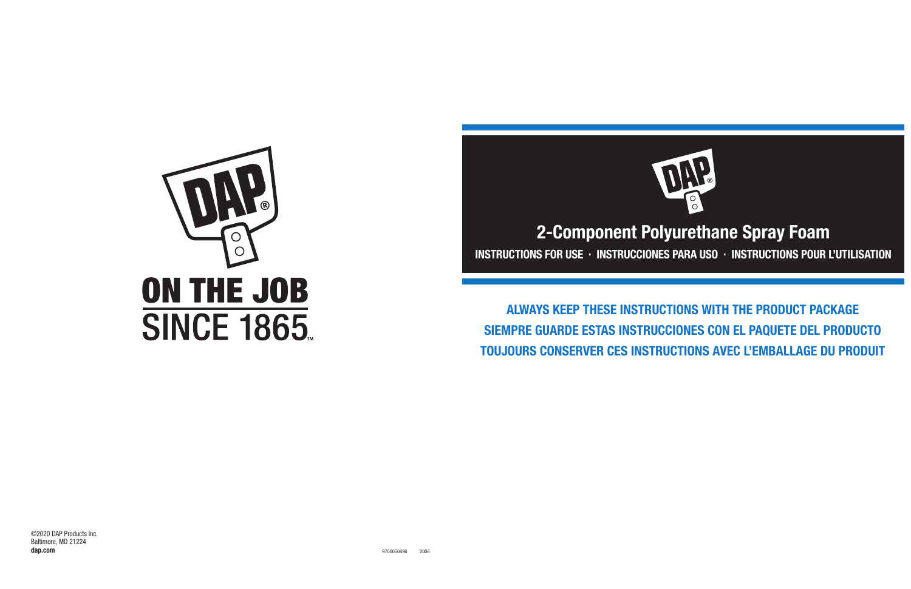DAP®

**ON THE JOB**
SINCE 1865™

©2020 DAP Products Inc.
Baltimore, MD 21224
**dap.com**

9700050496 2006

# 2-Component Polyurethane Spray Foam

**INSTRUCTIONS FOR USE · INSTRUCCIONES PARA USO · INSTRUCTIONS POUR L'UTILISATION**

**ALWAYS KEEP THESE INSTRUCTIONS WITH THE PRODUCT PACKAGE**
**SIEMPRE GUARDE ESTAS INSTRUCCIONES CON EL PAQUETE DEL PRODUCTO**
**TOUJOURS CONSERVER CES INSTRUCTIONS AVEC L'EMBALLAGE DU PRODUIT**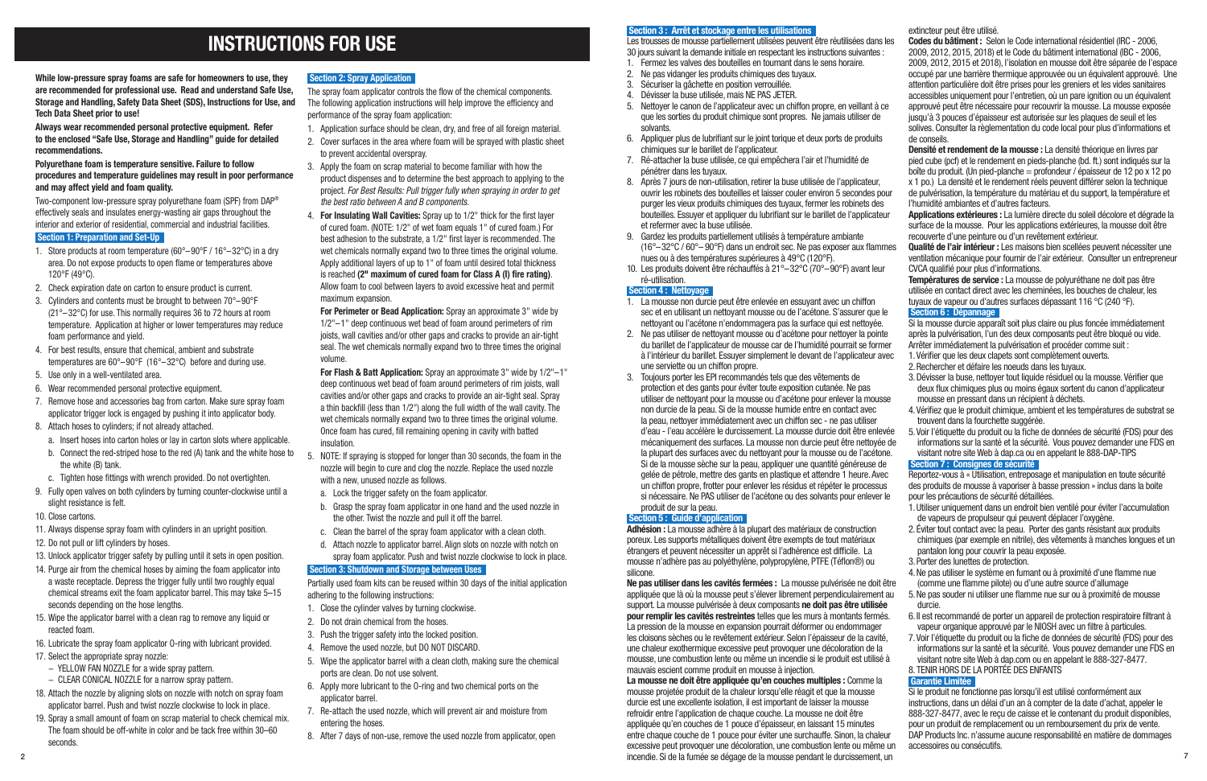# INSTRUCTIONS FOR USE

**While low-pressure spray foams are safe for homeowners to use, they are recommended for professional use. Read and understand Safe Use, Storage and Handling, Safety Data Sheet (SDS), Instructions for Use, and Tech Data Sheet prior to use!**

**Always wear recommended personal protective equipment. Refer to the enclosed "Safe Use, Storage and Handling" guide for detailed recommendations.**

**Polyurethane foam is temperature sensitive. Failure to follow procedures and temperature guidelines may result in poor performance and may affect yield and foam quality.**

Two-component low-pressure spray polyurethane foam (SPF) from DAP® effectively seals and insulates energy-wasting air gaps throughout the interior and exterior of residential, commercial and industrial facilities.

## Section 1: Preparation and Set-Up

1. Store products at room temperature (60°–90°F | 16°–32°C) in a dry area. Do not expose products to open flame or temperatures above 120°F (49°C).
2. Check expiration date on carton to ensure product is current.
3. Cylinders and contents must be brought to between 70°–90°F (21°–32°C) for use. This normally requires 36 to 72 hours at room temperature. Application at higher or lower temperatures may reduce foam performance and yield.
4. For best results, ensure that chemical, ambient and substrate temperatures are 60°–90°F (16°–32°C) before and during use.
5. Use only in a well-ventilated area.
6. Wear recommended personal protective equipment.
7. Remove hose and accessories bag from carton. Make sure spray foam applicator trigger lock is engaged by pushing it into applicator body.
8. Attach hoses to cylinders; if not already attached.
   a. Insert hoses into carton holes or lay in carton slots where applicable.
   b. Connect the red-striped hose to the red (A) tank and the white hose to the white (B) tank.
   c. Tighten hose fittings with wrench provided. Do not overtighten.
9. Fully open valves on both cylinders by turning counter-clockwise until a slight resistance is felt.
10. Close cartons.
11. Always dispense spray foam with cylinders in an upright position.
12. Do not pull or lift cylinders by hoses.
13. Unlock applicator trigger safety by pulling until it sets in open position.
14. Purge air from the chemical hoses by aiming the foam applicator into a waste receptacle. Depress the trigger fully until two roughly equal chemical streams exit the foam applicator barrel. This may take 5–15 seconds depending on the hose lengths.
15. Wipe the applicator barrel with a clean rag to remove any liquid or reacted foam.
16. Lubricate the spray foam applicator O-ring with lubricant provided.
17. Select the appropriate spray nozzle:
   – YELLOW FAN NOZZLE for a wide spray pattern.
   – CLEAR CONICAL NOZZLE for a narrow spray pattern.
18. Attach the nozzle by aligning slots on nozzle with notch on spray foam applicator barrel. Push and twist nozzle clockwise to lock in place.
19. Spray a small amount of foam on scrap material to check chemical mix. The foam should be off-white in color and be tack free within 30–60 seconds.

## Section 2: Spray Application

The spray foam applicator controls the flow of the chemical components. The following application instructions will help improve the efficiency and performance of the spray foam application:

1. Application surface should be clean, dry, and free of all foreign material.
2. Cover surfaces in the area where foam will be sprayed with plastic sheet to prevent accidental overspray.
3. Apply the foam on scrap material to become familiar with how the product dispenses and to determine the best approach to applying to the project. *For Best Results: Pull trigger fully when spraying in order to get the best ratio between A and B components.*
4. **For Insulating Wall Cavities:** Spray up to 1/2" thick for the first layer of cured foam. (NOTE: 1/2" of wet foam equals 1" of cured foam.) For best adhesion to the substrate, a 1/2" first layer is recommended. The wet chemicals normally expand two to three times the original volume. Apply additional layers of up to 1" of foam until desired total thickness is reached **(2" maximum of cured foam for Class A (I) fire rating)**. Allow foam to cool between layers to avoid excessive heat and permit maximum expansion.

   **For Perimeter or Bead Application:** Spray an approximate 3" wide by 1/2"–1" deep continuous wet bead of foam around perimeters of rim joists, wall cavities and/or other gaps and cracks to provide an air-tight seal. The wet chemicals normally expand two to three times the original volume.

   **For Flash & Batt Application:** Spray an approximate 3" wide by 1/2"–1" deep continuous wet bead of foam around perimeters of rim joists, wall cavities and/or other gaps and cracks to provide an air-tight seal. Spray a thin backfill (less than 1/2") along the full width of the wall cavity. The wet chemicals normally expand two to three times the original volume. Once foam has cured, fill remaining opening in cavity with batted insulation.
5. NOTE: If spraying is stopped for longer than 30 seconds, the foam in the nozzle will begin to cure and clog the nozzle. Replace the used nozzle with a new, unused nozzle as follows.
   a. Lock the trigger safety on the foam applicator.
   b. Grasp the spray foam applicator in one hand and the used nozzle in the other. Twist the nozzle and pull it off the barrel.
   c. Clean the barrel of the spray foam applicator with a clean cloth.
   d. Attach nozzle to applicator barrel. Align slots on nozzle with notch on spray foam applicator. Push and twist nozzle clockwise to lock in place.

## Section 3: Shutdown and Storage between Uses

Partially used foam kits can be reused within 30 days of the initial application adhering to the following instructions:

1. Close the cylinder valves by turning clockwise.
2. Do not drain chemical from the hoses.
3. Push the trigger safety into the locked position.
4. Remove the used nozzle, but DO NOT DISCARD.
5. Wipe the applicator barrel with a clean cloth, making sure the chemical ports are clean. Do not use solvent.
6. Apply more lubricant to the O-ring and two chemical ports on the applicator barrel.
7. Re-attach the used nozzle, which will prevent air and moisture from entering the hoses.
8. After 7 days of non-use, remove the used nozzle from applicator, open

## Section 3 : Arrêt et stockage entre les utilisations

Les trousses de mousse partiellement utilisées peuvent être réutilisées dans les 30 jours suivant la demande initiale en respectant les instructions suivantes :

1. Fermez les valves des bouteilles en tournant dans le sens horaire.
2. Ne pas vidanger les produits chimiques des tuyaux.
3. Sécuriser la gâchette en position verrouillée.
4. Dévisser la buse utilisée, mais NE PAS JETER.
5. Nettoyer le canon de l'applicateur avec un chiffon propre, en veillant à ce que les sorties du produit chimique sont propres. Ne jamais utiliser de solvants.
6. Appliquer plus de lubrifiant sur le joint torique et deux ports de produits chimiques sur le barillet de l'applicateur.
7. Ré-attacher la buse utilisée, ce qui empêchera l'air et l'humidité de pénétrer dans les tuyaux.
8. Après 7 jours de non-utilisation, retirer la buse utilisée de l'applicateur, ouvrir les robinets des bouteilles et laisser couler environ 5 secondes pour purger les vieux produits chimiques des tuyaux, fermer les robinets des bouteilles. Essuyer et appliquer du lubrifiant sur le barillet de l'applicateur et refermer avec la buse utilisée.
9. Gardez les produits partiellement utilisés à température ambiante (16°–32°C / 60°– 90°F) dans un endroit sec. Ne pas exposer aux flammes nues ou à des températures supérieures à 49°C (120°F).
10. Les produits doivent être réchauffés à 21°–32°C (70°–90°F) avant leur ré-utilisation.

## Section 4 : Nettoyage

1. La mousse non durcie peut être enlevée en essuyant avec un chiffon sec et en utilisant un nettoyant pour la mousse ou de l'acétone. S'assurer que le nettoyant ou l'acétone n'endommagera pas la surface qui est nettoyée.
2. Ne pas utiliser de nettoyant mousse ou d'acétone pour nettoyer la pointe du barillet de l'applicateur de mousse car de l'humidité pourrait se former à l'intérieur du barillet. Essuyer simplement le devant de l'applicateur avec une serviette ou un chiffon propre.
3. Toujours porter les EPI recommandés tels que des vêtements de protection et des gants pour éviter toute exposition cutanée. Ne pas utiliser de nettoyant pour la mousse ou d'acétone pour enlever la mousse non durcie de la peau. Si de la mousse humide entre en contact avec la peau, nettoyer immédiatement avec un chiffon sec - ne pas utiliser d'eau - l'eau accélère le durcissement. La mousse durcie doit être enlevée mécaniquement des surfaces. La mousse non durcie peut être nettoyée de la plupart des surfaces avec du nettoyant pour la mousse ou de l'acétone. Si de la mousse sèche sur la peau, appliquer une quantité généreuse de gelée de pétrole, mettre des gants en plastique et attendre 1 heure. Avec un chiffon propre, frotter pour enlever les résidus et répéter le processus si nécessaire. Ne PAS utiliser de l'acétone ou des solvants pour enlever le produit de sur la peau.

## Section 5 : Guide d'application

**Adhésion :** La mousse adhère à la plupart des matériaux de construction poreux. Les supports métalliques doivent être exempts de tout matériaux étrangers et peuvent nécessiter un apprêt si l'adhérence est difficile. La mousse n'adhère pas au polyéthylène, polypropylène, PTFE (Téflon®) ou silicone.

**Ne pas utiliser dans les cavités fermées :** La mousse pulvérisée ne doit être appliquée que là où la mousse peut s'élever librement perpendiculairement au support. La mousse pulvérisée à deux composants **ne doit pas être utilisée pour remplir les cavités restreintes** telles que les murs à montants fermés. La pression de la mousse en expansion pourrait déformer ou endommager les cloisons sèches ou le revêtement extérieur. Selon l'épaisseur de la cavité, une chaleur exothermique excessive peut provoquer une décoloration de la mousse, une combustion lente ou même un incendie si le produit est utilisé à mauvais escient comme produit en mousse à injection.

**La mousse ne doit être appliquée qu'en couches multiples :** Comme la mousse projetée produit de la chaleur lorsqu'elle réagit et que la mousse durcie est une excellente isolation, il est important de laisser la mousse refroidir entre l'application de chaque couche. La mousse ne doit être appliquée qu'en couches de 1 pouce d'épaisseur, en laissant 15 minutes entre chaque couche de 1 pouce pour éviter une surchauffe. Sinon, la chaleur excessive peut provoquer une décoloration, une combustion lente ou même un incendie. Si de la fumée se dégage de la mousse pendant le durcissement, un extincteur peut être utilisé.

**Codes du bâtiment :** Selon le Code international résidentiel (IRC - 2006, 2009, 2012, 2015, 2018) et le Code du bâtiment international (IBC - 2006, 2009, 2012, 2015 et 2018), l'isolation en mousse doit être séparée de l'espace occupé par une barrière thermique approuvée ou un équivalent approuvé. Une attention particulière doit être prises pour les greniers et les vides sanitaires accessibles uniquement pour l'entretien, où un pare ignition ou un équivalent approuvé peut être nécessaire pour recouvrir la mousse. La mousse exposée jusqu'à 3 pouces d'épaisseur est autorisée sur les plaques de seuil et les solives. Consulter la règlementation du code local pour plus d'informations et de conseils.

**Densité et rendement de la mousse :** La densité théorique en livres par pied cube (pcf) et le rendement en pieds-planche (bd. ft.) sont indiqués sur la boîte du produit. (Un pied-planche = profondeur / épaisseur de 12 po x 12 po x 1 po.) La densité et le rendement réels peuvent différer selon la technique de pulvérisation, la température du matériau et du support, la température et l'humidité ambiantes et d'autres facteurs.

**Applications extérieures :** La lumière directe du soleil décolore et dégrade la surface de la mousse. Pour les applications extérieures, la mousse doit être recouverte d'une peinture ou d'un revêtement extérieur.

**Qualité de l'air intérieur :** Les maisons bien scellées peuvent nécessiter une ventilation mécanique pour fournir de l'air extérieur. Consulter un entrepreneur CVCA qualifié pour plus d'informations.

**Températures de service :** La mousse de polyuréthane ne doit pas être utilisée en contact direct avec les cheminées, les bouches de chaleur, les tuyaux de vapeur ou d'autres surfaces dépassant 116 °C (240 °F).

## Section 6 : Dépannage

Si la mousse durcie apparaît soit plus claire ou plus foncée immédiatement après la pulvérisation, l'un des deux composants peut être bloqué ou vide. Arrêter immédiatement la pulvérisation et procéder comme suit :

1. Vérifier que les deux clapets sont complètement ouverts.
2. Rechercher et défaire les noeuds dans les tuyaux.
3. Dévisser la buse, nettoyer tout liquide résiduel ou la mousse. Vérifier que deux flux chimiques plus ou moins égaux sortent du canon d'applicateur mousse en pressant dans un récipient à déchets.
4. Vérifiez que le produit chimique, ambient et les températures de substrat se trouvent dans la fourchette suggérée.
5. Voir l'étiquette du produit ou la fiche de données de sécurité (FDS) pour des informations sur la santé et la sécurité. Vous pouvez demander une FDS en visitant notre site Web à dap.ca ou en appelant le 888-DAP-TIPS

## Section 7 : Consignes de sécurité

Reportez-vous à « Utilisation, entreposage et manipulation en toute sécurité des produits de mousse à vaporiser à basse pression » inclus dans la boîte pour les précautions de sécurité détaillées.

1. Utiliser uniquement dans un endroit bien ventilé pour éviter l'accumulation de vapeurs de propulseur qui peuvent déplacer l'oxygène.
2. Éviter tout contact avec la peau. Porter des gants résistant aux produits chimiques (par exemple en nitrile), des vêtements à manches longues et un pantalon long pour couvrir la peau exposée.
3. Porter des lunettes de protection.
4. Ne pas utiliser le système en fumant ou à proximité d'une flamme nue (comme une flamme pilote) ou d'une autre source d'allumage
5. Ne pas souder ni utiliser une flamme nue sur ou à proximité de mousse durcie.
6. Il est recommandé de porter un appareil de protection respiratoire filtrant à vapeur organique approuvé par le NIOSH avec un filtre à particules.
7. Voir l'étiquette du produit ou la fiche de données de sécurité (FDS) pour des informations sur la santé et la sécurité. Vous pouvez demander une FDS en visitant notre site Web à dap.com ou en appelant le 888-327-8477.
8. TENIR HORS DE LA PORTÉE DES ENFANTS

## Garantie Limitée

Si le produit ne fonctionne pas lorsqu'il est utilisé conformément aux instructions, dans un délai d'un an à compter de la date d'achat, appeler le 888-327-8477, avec le reçu de caisse et le contenant du produit disponibles, pour un produit de remplacement ou un remboursement du prix de vente. DAP Products Inc. n'assume aucune responsabilité en matière de dommages accessoires ou consécutifs.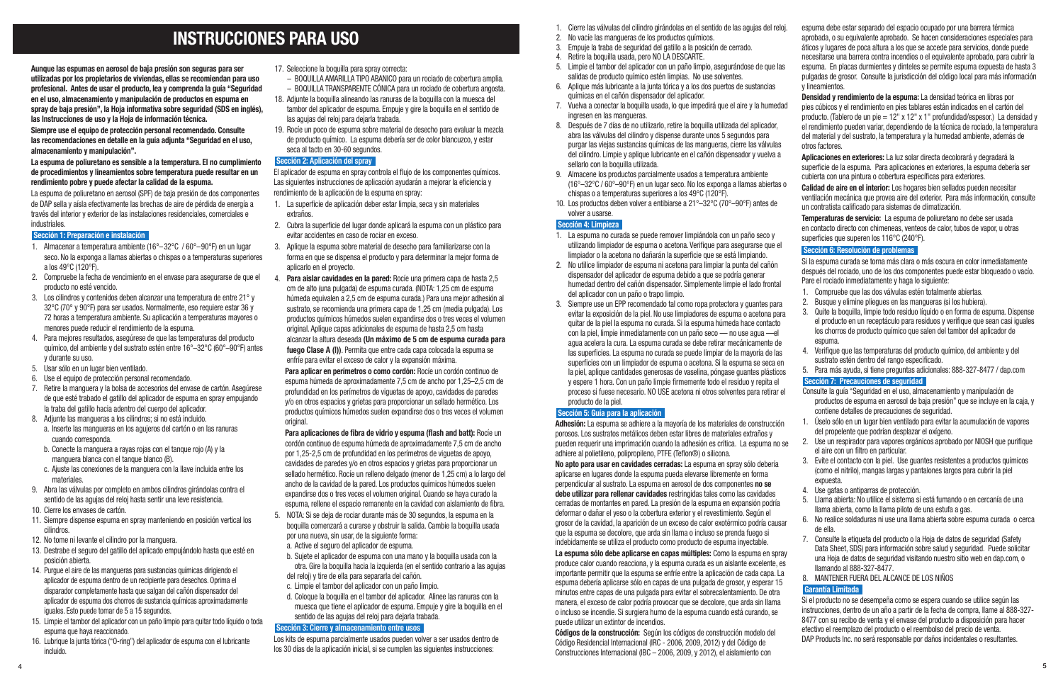// Unable to retrieve context;
# INSTRUCCIONES PARA USO

**Aunque las espumas en aerosol de baja presión son seguras para ser utilizadas por los propietarios de viviendas, ellas se recomiendan para uso profesional. Antes de usar el producto, lea y comprenda la guía "Seguridad en el uso, almacenamiento y manipulación de productos en espuma en spray de baja presión", la Hoja informativa sobre seguridad (SDS en inglés), las Instrucciones de uso y la Hoja de información técnica.**

**Siempre use el equipo de protección personal recomendado. Consulte las recomendaciones en detalle en la guía adjunta "Seguridad en el uso, almacenamiento y manipulación".**

**La espuma de poliuretano es sensible a la temperatura. El no cumplimiento de procedimientos y lineamientos sobre temperatura puede resultar en un rendimiento pobre y puede afectar la calidad de la espuma.**

La espuma de poliuretano en aerosol (SPF) de baja presión de dos componentes de DAP sella y aísla efectivamente las brechas de aire de pérdida de energía a través del interior y exterior de las instalaciones residenciales, comerciales e industriales.

## Sección 1: Preparación e instalación

1. Almacenar a temperatura ambiente (16°–32°C / 60°–90°F) en un lugar seco. No la exponga a llamas abiertas o chispas o a temperaturas superiores a los 49°C (120°F).
2. Compruebe la fecha de vencimiento en el envase para asegurarse de que el producto no esté vencido.
3. Los cilindros y contenidos deben alcanzar una temperatura de entre 21° y 32°C (70° y 90°F) para ser usados. Normalmente, eso requiere estar 36 y 72 horas a temperatura ambiente. Su aplicación a temperaturas mayores o menores puede reducir el rendimiento de la espuma.
4. Para mejores resultados, asegúrese de que las temperaturas del producto químico, del ambiente y del sustrato estén entre 16°–32°C (60°–90°F) antes y durante su uso.
5. Usar sólo en un lugar bien ventilado.
6. Use el equipo de protección personal recomendado.
7. Retire la manguera y la bolsa de accesorios del envase de cartón. Asegúrese de que esté trabado el gatillo del aplicador de espuma en spray empujando la traba del gatillo hacia adentro del cuerpo del aplicador.
8. Adjunte las mangueras a los cilindros; si no está incluido.
   a. Inserte las mangueras en los agujeros del cartón o en las ranuras cuando corresponda.
   b. Conecte la manguera a rayas rojas con el tanque rojo (A) y la manguera blanca con el tanque blanco (B).
   c. Ajuste las conexiones de la manguera con la llave incluida entre los materiales.
9. Abra las válvulas por completo en ambos cilindros girándolas contra el sentido de las agujas del reloj hasta sentir una leve resistencia.
10. Cierre los envases de cartón.
11. Siempre dispense espuma en spray manteniendo en posición vertical los cilindros.
12. No tome ni levante el cilindro por la manguera.
13. Destrabe el seguro del gatillo del aplicado empujándolo hasta que esté en posición abierta.
14. Purgue el aire de las mangueras para sustancias químicas dirigiendo el aplicador de espuma dentro de un recipiente para desechos. Oprima el disparador completamente hasta que salgan del cañón dispensador del aplicador de espuma dos chorros de sustancia química aproximadamente iguales. Esto puede tomar de 5 a 15 segundos.
15. Limpie el tambor del aplicador con un paño limpio para quitar todo líquido o toda espuma que haya reaccionado.
16. Lubrique la junta tórica ("O-ring") del aplicador de espuma con el lubricante incluido.
17. Seleccione la boquilla para spray correcta:
   – BOQUILLA AMARILLA TIPO ABANICO para un rociado de cobertura amplia.
   – BOQUILLA TRANSPARENTE CÓNICA para un rociado de cobertura angosta.
18. Adjunte la boquilla alineando las ranuras de la boquilla con la muesca del tambor del aplicador de espuma. Empuje y gire la boquilla en el sentido de las agujas del reloj para dejarla trabada.
19. Rocíe un poco de espuma sobre material de desecho para evaluar la mezcla de producto químico. La espuma debería ser de color blancuzco, y estar seca al tacto en 30-60 segundos.

## Sección 2: Aplicación del spray

El aplicador de espuma en spray controla el flujo de los componentes químicos. Las siguientes instrucciones de aplicación ayudarán a mejorar la eficiencia y rendimiento de la aplicación de la espuma en spray:

1. La superficie de aplicación deber estar limpia, seca y sin materiales extraños.
2. Cubra la superficie del lugar donde aplicará la espuma con un plástico para evitar accidentes en caso de rociar en exceso.
3. Aplique la espuma sobre material de desecho para familiarizarse con la forma en que se dispensa el producto y para determinar la mejor forma de aplicarlo en el proyecto.
4. **Para aislar cavidades en la pared:** Rocíe una primera capa de hasta 2,5 cm de alto (una pulgada) de espuma curada. (NOTA: 1,25 cm de espuma húmeda equivalen a 2,5 cm de espuma curada.) Para una mejor adhesión al sustrato, se recomienda una primera capa de 1,25 cm (media pulgada). Los productos químicos húmedos suelen expandirse dos o tres veces el volumen original. Aplique capas adicionales de espuma de hasta 2,5 cm hasta alcanzar la altura deseada **(Un máximo de 5 cm de espuma curada para fuego Clase A (I))**. Permita que entre cada capa colocada la espuma se enfríe para evitar el exceso de calor y la expansión máxima.

   **Para aplicar en perímetros o como cordón:** Rocíe un cordón continuo de espuma húmeda de aproximadamente 7,5 cm de ancho por 1,25–2,5 cm de profundidad en los perímetros de viguetas de apoyo, cavidades de paredes y/o en otros espacios y grietas para proporcionar un sellado hermético. Los productos químicos húmedos suelen expandirse dos o tres veces el volumen original.

   **Para aplicaciones de fibra de vidrio y espuma (flash and batt):** Rocíe un cordón continuo de espuma húmeda de aproximadamente 7,5 cm de ancho por 1,25-2,5 cm de profundidad en los perímetros de viguetas de apoyo, cavidades de paredes y/o en otros espacios y grietas para proporcionar un sellado hermético. Rocíe un relleno delgado (menor de 1,25 cm) a lo largo del ancho de la cavidad de la pared. Los productos químicos húmedos suelen expandirse dos o tres veces el volumen original. Cuando se haya curado la espuma, rellene el espacio remanente en la cavidad con aislamiento de fibra.
5. NOTA: Si se deja de rociar durante más de 30 segundos, la espuma en la boquilla comenzará a curarse y obstruir la salida. Cambie la boquilla usada por una nueva, sin usar, de la siguiente forma:
   a. Active el seguro del aplicador de espuma.
   b. Sujete el aplicador de espuma con una mano y la boquilla usada con la otra. Gire la boquilla hacia la izquierda (en el sentido contrario a las agujas del reloj) y tire de ella para separarla del cañón.
   c. Limpie el tambor del aplicador con un paño limpio.
   d. Coloque la boquilla en el tambor del aplicador. Alinee las ranuras con la muesca que tiene el aplicador de espuma. Empuje y gire la boquilla en el sentido de las agujas del reloj para dejarla trabada.

## Sección 3: Cierre y almacenamiento entre usos

Los kits de espuma parcialmente usados pueden volver a ser usados dentro de los 30 días de la aplicación inicial, si se cumplen las siguientes instrucciones:

1. Cierre las válvulas del cilindro girándolas en el sentido de las agujas del reloj.
2. No vacíe las mangueras de los productos químicos.
3. Empuje la traba de seguridad del gatillo a la posición de cerrado.
4. Retire la boquilla usada, pero NO LA DESCARTE.
5. Limpie el tambor del aplicador con un paño limpio, asegurándose de que las salidas de producto químico estén limpias. No use solventes.
6. Aplique más lubricante a la junta tórica y a los dos puertos de sustancias químicas en el cañón dispensador del aplicador.
7. Vuelva a conectar la boquilla usada, lo que impedirá que el aire y la humedad ingresen en las mangueras.
8. Después de 7 días de no utilizarlo, retire la boquilla utilizada del aplicador, abra las válvulas del cilindro y dispense durante unos 5 segundos para purgar las viejas sustancias químicas de las mangueras, cierre las válvulas del cilindro. Limpie y aplique lubricante en el cañón dispensador y vuelva a sellarlo con la boquilla utilizada.
9. Almacene los productos parcialmente usados a temperatura ambiente (16°–32°C / 60°–90°F) en un lugar seco. No los exponga a llamas abiertas o chispas o a temperaturas superiores a los 49°C (120°F).
10. Los productos deben volver a entibiarse a 21°–32°C (70°–90°F) antes de volver a usarse.

## Sección 4: Limpieza

1. La espuma no curada se puede remover limpiándola con un paño seco y utilizando limpiador de espuma o acetona. Verifique para asegurarse que el limpiador o la acetona no dañarán la superficie que se está limpiando.
2. No utilice limpiador de espuma ni acetona para limpiar la punta del cañón dispensador del aplicador de espuma debido a que se podría generar humedad dentro del cañón dispensador. Simplemente limpie el lado frontal del aplicador con un paño o trapo limpio.
3. Siempre use un EPP recomendado tal como ropa protectora y guantes para evitar la exposición de la piel. No use limpiadores de espuma o acetona para quitar de la piel la espuma no curada. Si la espuma húmeda hace contacto con la piel, limpie inmediatamente con un paño seco — no use agua —el agua acelera la cura. La espuma curada se debe retirar mecánicamente de las superficies. La espuma no curada se puede limpiar de la mayoría de las superficies con un limpiador de espuma o acetona. Si la espuma se seca en la piel, aplique cantidades generosas de vaselina, póngase guantes plásticos y espere 1 hora. Con un paño limpie firmemente todo el residuo y repita el proceso si fuese necesario. NO USE acetona ni otros solventes para retirar el producto de la piel.

## Sección 5: Guía para la aplicación

**Adhesión:** La espuma se adhiere a la mayoría de los materiales de construcción porosos. Los sustratos metálicos deben estar libres de materiales extraños y pueden requerir una imprimación cuando la adhesión es crítica. La espuma no se adhiere al polietileno, polipropileno, PTFE (Teflon®) o silicona.

**No apto para usar en cavidades cerradas:** La espuma en spray sólo debería aplicarse en lugares donde la espuma pueda elevarse libremente en forma perpendicular al sustrato. La espuma en aerosol de dos componentes **no se debe utilizar para rellenar cavidades** restringidas tales como las cavidades cerradas de montantes en pared. La presión de la espuma en expansión podría deformar o dañar el yeso o la cobertura exterior y el revestimiento. Según el grosor de la cavidad, la aparición de un exceso de calor exotérmico podría causar que la espuma se decolore, que arda sin llama o incluso se prenda fuego si indebidamente se utiliza el producto como producto de espuma inyectable.

**La espuma sólo debe aplicarse en capas múltiples:** Como la espuma en spray produce calor cuando reacciona, y la espuma curada es un aislante excelente, es importante permitir que la espuma se enfríe entre la aplicación de cada capa. La espuma debería aplicarse sólo en capas de una pulgada de grosor, y esperar 15 minutos entre capas de una pulgada para evitar el sobrecalentamiento. De otra manera, el exceso de calor podría provocar que se decolore, que arda sin llama o incluso se incendie. Si surgiera humo de la espuma cuando está curando, se puede utilizar un extintor de incendios.

**Códigos de la construcción:** Según los códigos de construcción modelo del Código Residencial Internacional (IRC - 2006, 2009, 2012) y del Código de Construcciones Internacional (IBC – 2006, 2009, y 2012), el aislamiento con espuma debe estar separado del espacio ocupado por una barrera térmica aprobada, o su equivalente aprobado. Se hacen consideraciones especiales para áticos y lugares de poca altura a los que se accede para servicios, donde puede necesitarse una barrera contra incendios o el equivalente aprobado, para cubrir la espuma. En placas durmientes y dinteles se permite espuma expuesta de hasta 3 pulgadas de grosor. Consulte la jurisdicción del código local para más información y lineamientos.

**Densidad y rendimiento de la espuma:** La densidad teórica en libras por pies cúbicos y el rendimiento en pies tablares están indicados en el cartón del producto. (Tablero de un pie = 12" x 12" x 1" profundidad/espesor.) La densidad y el rendimiento pueden variar, dependiendo de la técnica de rociado, la temperatura del material y del sustrato, la temperatura y la humedad ambiente, además de otros factores.

**Aplicaciones en exteriores:** La luz solar directa decolorará y degradará la superficie de la espuma. Para aplicaciones en exteriores, la espuma debería ser cubierta con una pintura o cobertura específicas para exteriores.

**Calidad de aire en el interior:** Los hogares bien sellados pueden necesitar ventilación mecánica que provea aire del exterior. Para más información, consulte un contratista calificado para sistemas de climatización.

**Temperaturas de servicio:** La espuma de poliuretano no debe ser usada en contacto directo con chimeneas, venteos de calor, tubos de vapor, u otras superficies que superen los 116°C (240°F).

## Sección 6: Resolución de problemas

Si la espuma curada se torna más clara o más oscura en color inmediatamente después del rociado, uno de los dos componentes puede estar bloqueado o vacío. Pare el rociado inmediatamente y haga lo siguiente:

1. Compruebe que las dos válvulas estén totalmente abiertas.
2. Busque y elimine pliegues en las mangueras (si los hubiera).
3. Quite la boquilla, limpie todo residuo líquido o en forma de espuma. Dispense el producto en un receptáculo para residuos y verifique que sean casi iguales los chorros de producto químico que salen del tambor del aplicador de espuma.
4. Verifique que las temperaturas del producto químico, del ambiente y del sustrato estén dentro del rango especificado.
5. Para más ayuda, si tiene preguntas adicionales: 888-327-8477 / dap.com

## Sección 7: Precauciones de seguridad

Consulte la guía "Seguridad en el uso, almacenamiento y manipulación de productos de espuma en aerosol de baja presión" que se incluye en la caja, y contiene detalles de precauciones de seguridad.

1. Úselo sólo en un lugar bien ventilado para evitar la acumulación de vapores del propelente que podrían desplazar el oxígeno.
2. Use un respirador para vapores orgánicos aprobado por NIOSH que purifique el aire con un filtro en particular.
3. Evite el contacto con la piel. Use guantes resistentes a productos químicos (como el nitrilo), mangas largas y pantalones largos para cubrir la piel expuesta.
4. Use gafas o antiparras de protección.
5. Llama abierta: No utilice el sistema si está fumando o en cercanía de una llama abierta, como la llama piloto de una estufa a gas.
6. No realice soldaduras ni use una llama abierta sobre espuma curada o cerca de ella.
7. Consulte la etiqueta del producto o la Hoja de datos de seguridad (Safety Data Sheet, SDS) para información sobre salud y seguridad. Puede solicitar una Hoja de datos de seguridad visitando nuestro sitio web en dap.com, o llamando al 888-327-8477.
8. MANTENER FUERA DEL ALCANCE DE LOS NIÑOS

## Garantía Limitada

Si el producto no se desempeña como se espera cuando se utilice según las instrucciones, dentro de un año a partir de la fecha de compra, llame al 888-327-8477 con su recibo de venta y el envase del producto a disposición para hacer efectivo el reemplazo del producto o el reembolso del precio de venta. DAP Products Inc. no será responsable por daños incidentales o resultantes.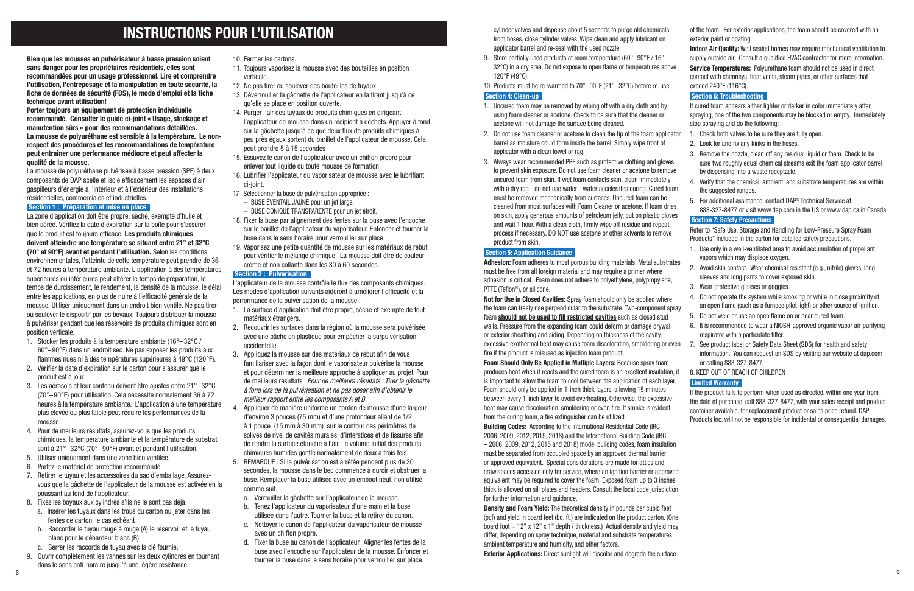# INSTRUCTIONS POUR L'UTILISATION

**Bien que les mousses en pulvérisateur à basse pression soient sans danger pour les propriétaires résidentiels, elles sont recommandées pour un usage professionnel. Lire et comprendre l'utilisation, l'entreposage et la manipulation en toute sécurité, la fiche de données de sécurité (FDS), le mode d'emploi et la fiche technique avant utilisation!**

**Porter toujours un équipement de protection individuelle recommandé. Consulter le guide ci-joint « Usage, stockage et manutention sûrs » pour des recommandations détaillées.**

**La mousse de polyuréthane est sensible à la température. Le non-respect des procédures et les recommandations de température peut entraîner une performance médiocre et peut affecter la qualité de la mousse.**

La mousse de polyuréthane pulvérisée à basse pression (SPF) à deux composants de DAP scelle et isole efficacement les espaces d'air gaspilleurs d'énergie à l'intérieur et à l'extérieur des installations résidentielles, commerciales et industrielles.

## Section 1 : Préparation et mise en place

La zone d'application doit être propre, sèche, exempte d'huile et bien aérée. Vérifiez la date d'expiration sur la boîte pour s'assurer que le produit est toujours efficace. **Les produits chimiques doivent atteindre une température se situant entre 21° et 32°C (70° et 90°F) avant et pendant l'utilisation.** Selon les conditions environnementales, l'atteinte de cette température peut prendre de 36 et 72 heures à température ambiante. L'application à des températures supérieures ou inférieures peut altérer le temps de préparation, le temps de durcissement, le rendement, la densité de la mousse, le délai entre les applications, en plus de nuire à l'efficacité générale de la mousse. Utiliser uniquement dans un endroit bien ventilé. Ne pas tirer ou soulever le dispositif par les boyaux. Toujours distribuer la mousse à pulvériser pendant que les réservoirs de produits chimiques sont en position verticale.

1. Stocker les produits à la température ambiante (16°–32°C / 60°–90°F) dans un endroit sec. Ne pas exposer les produits aux flammes nues ni à des températures supérieures à 49°C (120°F).
2. Vérifier la date d'expiration sur le carton pour s'assurer que le produit est à jour.
3. Les aérosols et leur contenu doivent être ajustés entre 21°–32°C (70°–90°F) pour utilisation. Cela nécessite normalement 36 à 72 heures à la température ambiante. L'application à une température plus élevée ou plus faible peut réduire les performances de la mousse.
4. Pour de meilleurs résultats, assurez-vous que les produits chimiques, la température ambiante et la température de substrat sont à 21°–32°C (70°–90°F) avant et pendant l'utilisation.
5. Utiliser uniquement dans une zone bien ventilée.
6. Portez le matériel de protection recommandé.
7. Retirer le tuyau et les accessoires du sac d'emballage. Assurez-vous que la gâchette de l'applicateur de la mousse est activée en la poussant au fond de l'applicateur.
8. Fixez les boyaux aux cylindres s'ils ne le sont pas déjà.
   a. Insérer les tuyaux dans les trous du carton ou jeter dans les fentes de carton, le cas échéant
   b. Raccorder le tuyau rouge à rouge (A) le réservoir et le tuyau blanc pour le débardeur blanc (B).
   c. Serrer les raccords de tuyau avec la clé fournie.
9. Ouvrir complètement les vannes sur les deux cylindres en tournant dans le sens anti-horaire jusqu'à une légère résistance.
10. Fermer les cartons.
11. Toujours vaporisez la mousse avec des bouteilles en position verticale.
12. Ne pas tirer ou soulever des bouteilles de tuyaux.
13. Déverrouiller la gâchette de l'applicateur en la tirant jusqu'à ce qu'elle se place en position ouverte.
14. Purger l'air des tuyaux de produits chimiques en dirigeant l'applicateur de mousse dans un récipient à déchets. Appuyer à fond sur la gâchette jusqu'à ce que deux flux de produits chimiques à peu près égaux sortent du barillet de l'applicateur de mousse. Cela peut prendre 5 à 15 secondes
15. Essuyez le canon de l'applicateur avec un chiffon propre pour enlever tout liquide ou toute mousse de formation.
16. Lubrifier l'applicateur du vaporisateur de mousse avec le lubrifiant ci-joint.
17. Sélectionner la buse de pulvérisation appropriée :
   – BUSE ÉVENTAIL JAUNE pour un jet large.
   – BUSE CONIQUE TRANSPARENTE pour un jet étroit.
18. Fixer la buse par alignement des fentes sur la buse avec l'encoche sur le barillet de l'applicateur du vaporisateur. Enfoncer et tourner la buse dans le sens horaire pour verrouiller sur place.
19. Vaporisez une petite quantité de mousse sur les matériaux de rebut pour vérifier le mélange chimique. La mousse doit être de couleur crème et non collante dans les 30 à 60 secondes.

## Section 2 : Pulvérisation

L'applicateur de la mousse contrôle le flux des composants chimiques. Les modes d'application suivants aideront à améliorer l'efficacité et la performance de la pulvérisation de la mousse :

1. La surface d'application doit être propre, sèche et exempte de tout matériaux étrangers.
2. Recouvrir les surfaces dans la région où la mousse sera pulvérisée avec une bâche en plastique pour empêcher la surpulvérisation accidentelle.
3. Appliquez la mousse sur des matériaux de rebut afin de vous familiariser avec la façon dont le vaporisateur pulvérise la mousse et pour déterminer la meilleure approche à appliquer au projet. Pour de meilleurs résultats : *Pour de meilleurs résultats : Tirer la gâchette à fond lors de la pulvérisation et ne pas doser afin d'obtenir le meilleur rapport entre les composants A et B.*
4. Appliquer de manière uniforme un cordon de mousse d'une largeur d'environ 3 pouces (75 mm) et d'une profondeur allant de 1/2 à 1 pouce (15 mm à 30 mm) sur le contour des périmètres de solives de rive, de cavités murales, d'interstices et de fissures afin de rendre la surface étanche à l'air. Le volume initial des produits chimiques humides gonfle normalement de deux à trois fois.
5. REMARQUE : Si la pulvérisation est arrêtée pendant plus de 30 secondes, la mousse dans le bec commence à durcir et obstruer la buse. Remplacer la buse utilisée avec un embout neuf, non utilisé comme suit.
   a. Verrouiller la gâchette sur l'applicateur de la mousse.
   b. Tenez l'applicateur du vaporisateur d'une main et la buse utilisée dans l'autre. Tourner la buse et la retirer du canon.
   c. Nettoyer le canon de l'applicateur du vaporisateur de mousse avec un chiffon propre.
   d. Fixer la buse au canon de l'applicateur. Aligner les fentes de la buse avec l'encoche sur l'applicateur de la mousse. Enfoncer et tourner la buse dans le sens horaire pour verrouiller sur place.

cylinder valves and dispense about 5 seconds to purge old chemicals from hoses, close cylinder valves. Wipe clean and apply lubricant on applicator barrel and re-seal with the used nozzle.

9. Store partially used products at room temperature (60°–90°F / 16°–32°C) in a dry area. Do not expose to open flame or temperatures above 120°F (49°C).
10. Products must be re-warmed to 70°–90°F (21°–32°C) before re-use.

## Section 4: Clean-up

1. Uncured foam may be removed by wiping off with a dry cloth and by using foam cleaner or acetone. Check to be sure that the cleaner or acetone will not damage the surface being cleaned.
2. Do not use foam cleaner or acetone to clean the tip of the foam applicator barrel as moisture could form inside the barrel. Simply wipe front of applicator with a clean towel or rag.
3. Always wear recommended PPE such as protective clothing and gloves to prevent skin exposure. Do not use foam cleaner or acetone to remove uncured foam from skin. If wet foam contacts skin, clean immediately with a dry rag - do not use water - water accelerates curing. Cured foam must be removed mechanically from surfaces. Uncured foam can be cleaned from most surfaces with Foam Cleaner or acetone. If foam dries on skin, apply generous amounts of petroleum jelly, put on plastic gloves and wait 1 hour. With a clean cloth, firmly wipe off residue and repeat process if necessary. DO NOT use acetone or other solvents to remove product from skin.

## Section 5: Application Guidance

**Adhesion:** Foam adheres to most porous building materials. Metal substrates must be free from all foreign material and may require a primer where adhesion is critical. Foam does not adhere to polyethylene, polypropylene, PTFE (Teflon®), or silicone.

**Not for Use in Closed Cavities:** Spray foam should only be applied where the foam can freely rise perpendicular to the substrate. Two-component spray foam **should not be used to fill restricted cavities** such as closed stud walls. Pressure from the expanding foam could deform or damage drywall or exterior sheathing and siding. Depending on thickness of the cavity, excessive exothermal heat may cause foam discoloration, smoldering or even fire if the product is misused as injection foam product.

**Foam Should Only Be Applied in Multiple Layers:** Because spray foam produces heat when it reacts and the cured foam is an excellent insulation, it is important to allow the foam to cool between the application of each layer. Foam should only be applied in 1-inch thick layers, allowing 15 minutes between every 1-inch layer to avoid overheating. Otherwise, the excessive heat may cause discoloration, smoldering or even fire. If smoke is evident from the curing foam, a fire extinguisher can be utilized.

**Building Codes:** According to the International Residential Code (IRC – 2006, 2009, 2012, 2015, 2018) and the International Building Code (IBC – 2006, 2009, 2012, 2015 and 2018) model building codes, foam insulation must be separated from occupied space by an approved thermal barrier or approved equivalent. Special considerations are made for attics and crawlspaces accessed only for service, where an ignition barrier or approved equivalent may be used to cover the foam. Exposed foam up to 3 inches thick is allowed on sill plates and headers. Consult the local code jurisdiction for further information and guidance.

**Density and Foam Yield:** The theoretical density in pounds per cubic feet (pcf) and yield in board feet (bd. ft.) are indicated on the product carton. (One board foot = 12" x 12" x 1" depth / thickness.) Actual density and yield may differ, depending on spray technique, material and substrate temperatures, ambient temperature and humidity, and other factors.

**Exterior Applications:** Direct sunlight will discolor and degrade the surface of the foam. For exterior applications, the foam should be covered with an exterior paint or coating.

**Indoor Air Quality:** Well sealed homes may require mechanical ventilation to supply outside air. Consult a qualified HVAC contractor for more information.

**Service Temperatures:** Polyurethane foam should not be used in direct contact with chimneys, heat vents, steam pipes, or other surfaces that exceed 240°F (116°C).

## Section 6: Troubleshooting

If cured foam appears either lighter or darker in color immediately after spraying, one of the two components may be blocked or empty. Immediately stop spraying and do the following:

1. Check both valves to be sure they are fully open.
2. Look for and fix any kinks in the hoses.
3. Remove the nozzle, clean off any residual liquid or foam. Check to be sure two roughly equal chemical streams exit the foam applicator barrel by dispensing into a waste receptacle.
4. Verify that the chemical, ambient, and substrate temperatures are within the suggested ranges.
5. For additional assistance, contact DAP® Technical Service at 888-327-8477 or visit www.dap.com in the US or www.dap.ca in Canada

## Section 7: Safety Precautions

Refer to "Safe Use, Storage and Handling for Low-Pressure Spray Foam Products" included in the carton for detailed safety precautions.

1. Use only in a well-ventilated area to avoid accumulation of propellant vapors which may displace oxygen.
2. Avoid skin contact. Wear chemical resistant (e.g., nitrile) gloves, long sleeves and long pants to cover exposed skin.
3. Wear protective glasses or goggles.
4. Do not operate the system while smoking or while in close proximity of an open flame (such as a furnace pilot light) or other source of ignition.
5. Do not weld or use an open flame on or near cured foam.
6. It is recommended to wear a NIOSH-approved organic vapor air-purifying respirator with a particulate filter.
7. See product label or Safety Data Sheet (SDS) for health and safety information. You can request an SDS by visiting our website at dap.com or calling 888-327-8477.
8. KEEP OUT OF REACH OF CHILDREN

## Limited Warranty

If the product fails to perform when used as directed, within one year from the date of purchase, call 888-327-8477, with your sales receipt and product container available, for replacement product or sales price refund. DAP Products Inc. will not be responsible for incidental or consequential damages.